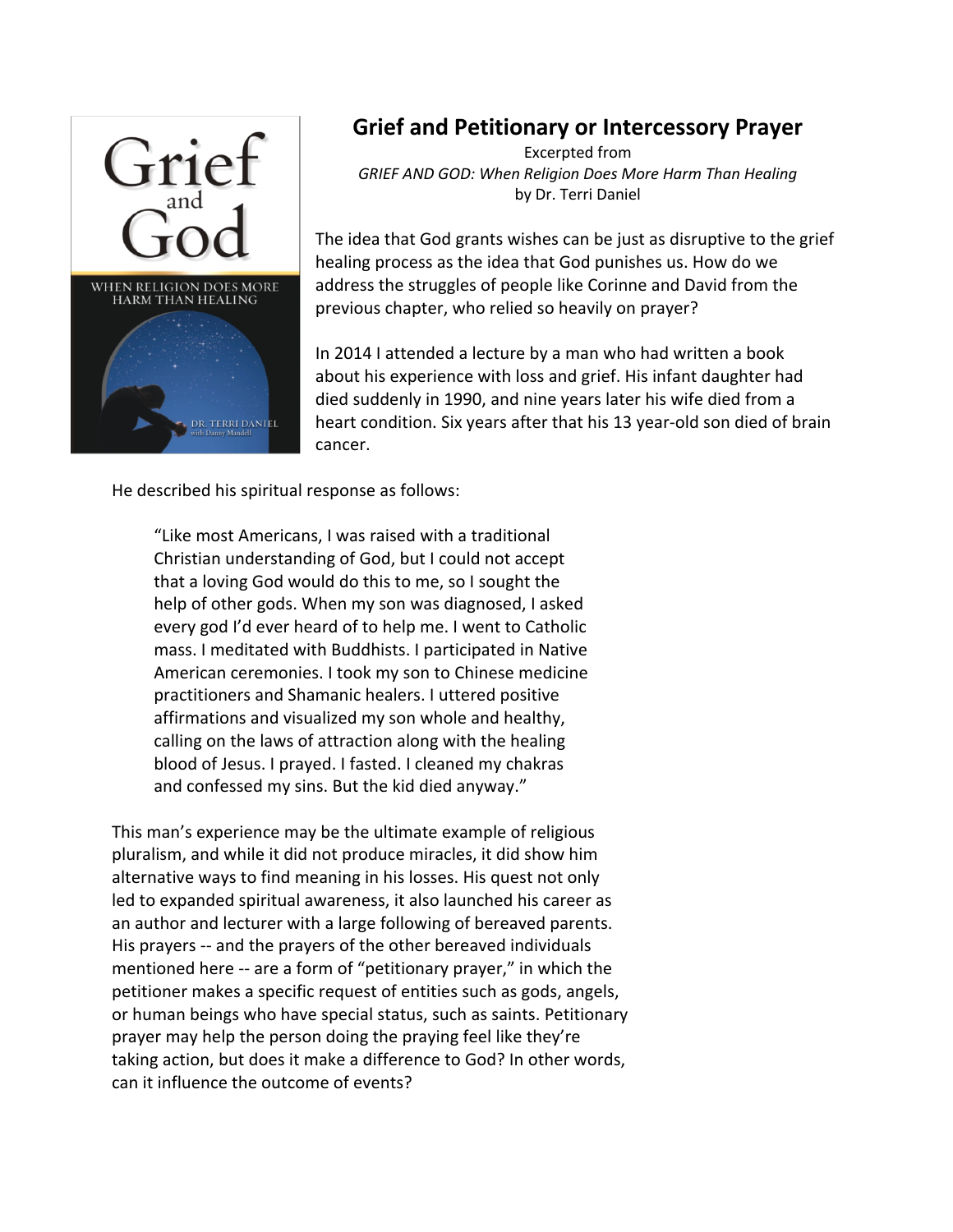## Grief and Petitionary or Intercessory Prayer

Excerpted from

*GRIEF AND GOD: When Religion Does More Harm Than Healing*

by Dr. Terri Daniel

The idea that God grants wishes can be just as disruptive to the grief healing process as the idea that God punishes us. How do we address the struggles of people like Corinne and David from the previous chapter, who relied so heavily on prayer?

In 2014 I attended a lecture by a man who had written a book about his experience with loss and grief. His infant daughter had died suddenly in 1990, and nine years later his wife died from a heart condition. Six years after that his 13 year-old son died of brain cancer.

He described his spiritual response as follows:

> "Like most Americans, I was raised with a traditional Christian understanding of God, but I could not accept that a loving God would do this to me, so I sought the help of other gods. When my son was diagnosed, I asked every god I'd ever heard of to help me. I went to Catholic mass. I meditated with Buddhists. I participated in Native American ceremonies. I took my son to Chinese medicine practitioners and Shamanic healers. I uttered positive affirmations and visualized my son whole and healthy, calling on the laws of attraction along with the healing blood of Jesus. I prayed. I fasted. I cleaned my chakras and confessed my sins. But the kid died anyway."

This man's experience may be the ultimate example of religious pluralism, and while it did not produce miracles, it did show him alternative ways to find meaning in his losses. His quest not only led to expanded spiritual awareness, it also launched his career as an author and lecturer with a large following of bereaved parents. His prayers -- and the prayers of the other bereaved individuals mentioned here -- are a form of "petitionary prayer," in which the petitioner makes a specific request of entities such as gods, angels, or human beings who have special status, such as saints. Petitionary prayer may help the person doing the praying feel like they're taking action, but does it make a difference to God? In other words, can it influence the outcome of events?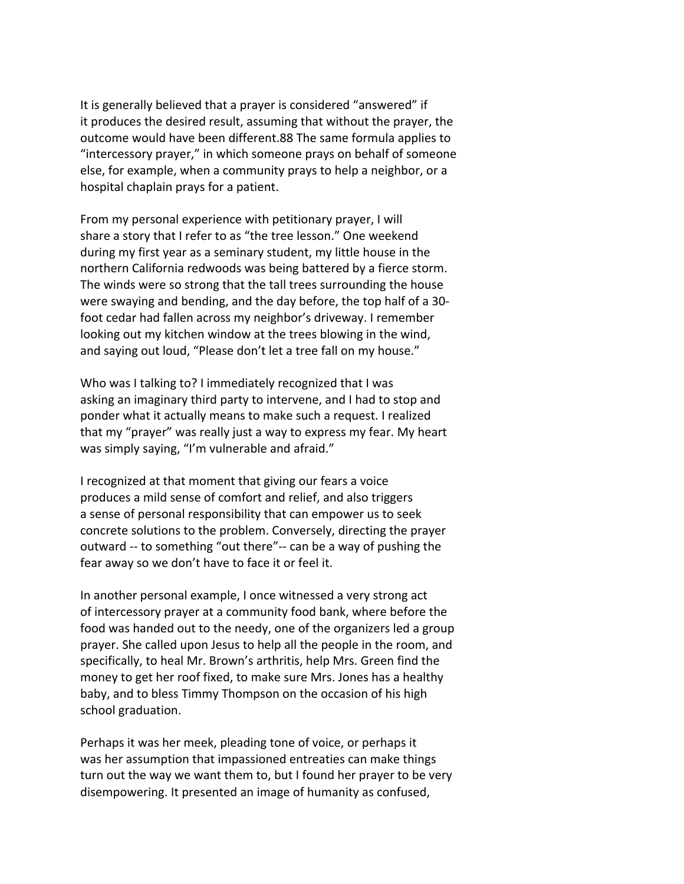It is generally believed that a prayer is considered “answered” if it produces the desired result, assuming that without the prayer, the outcome would have been different.[88] The same formula applies to “intercessory prayer,” in which someone prays on behalf of someone else, for example, when a community prays to help a neighbor, or a hospital chaplain prays for a patient.

From my personal experience with petitionary prayer, I will share a story that I refer to as “the tree lesson.” One weekend during my first year as a seminary student, my little house in the northern California redwoods was being battered by a fierce storm. The winds were so strong that the tall trees surrounding the house were swaying and bending, and the day before, the top half of a 30-foot cedar had fallen across my neighbor’s driveway. I remember looking out my kitchen window at the trees blowing in the wind, and saying out loud, “Please don’t let a tree fall on my house.”

Who was I talking to? I immediately recognized that I was asking an imaginary third party to intervene, and I had to stop and ponder what it actually means to make such a request. I realized that my “prayer” was really just a way to express my fear. My heart was simply saying, “I’m vulnerable and afraid.”

I recognized at that moment that giving our fears a voice produces a mild sense of comfort and relief, and also triggers a sense of personal responsibility that can empower us to seek concrete solutions to the problem. Conversely, directing the prayer outward -- to something “out there”-- can be a way of pushing the fear away so we don’t have to face it or feel it.

In another personal example, I once witnessed a very strong act of intercessory prayer at a community food bank, where before the food was handed out to the needy, one of the organizers led a group prayer. She called upon Jesus to help all the people in the room, and specifically, to heal Mr. Brown’s arthritis, help Mrs. Green find the money to get her roof fixed, to make sure Mrs. Jones has a healthy baby, and to bless Timmy Thompson on the occasion of his high school graduation.

Perhaps it was her meek, pleading tone of voice, or perhaps it was her assumption that impassioned entreaties can make things turn out the way we want them to, but I found her prayer to be very disempowering. It presented an image of humanity as confused,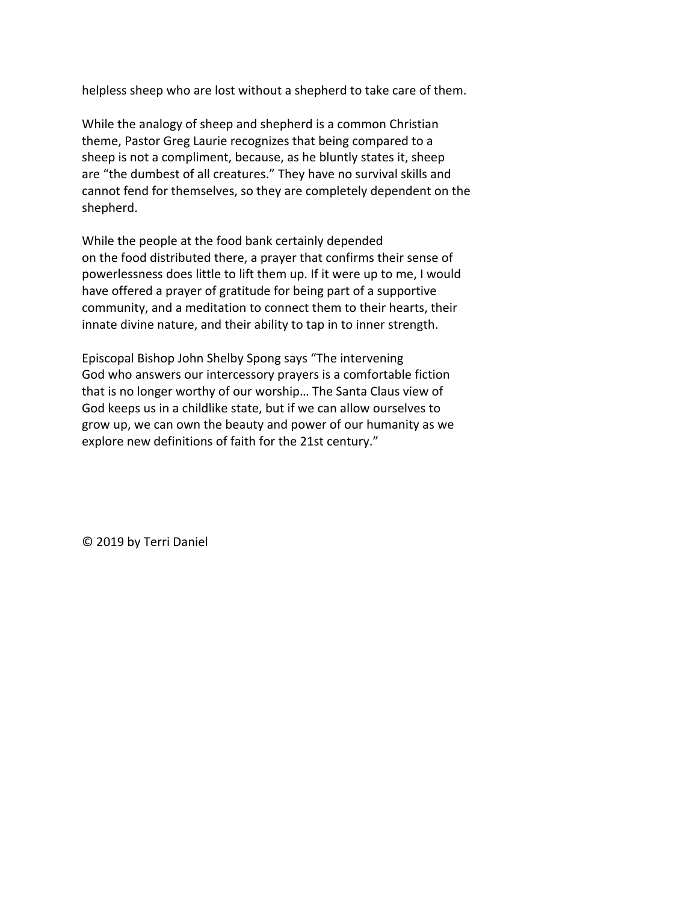helpless sheep who are lost without a shepherd to take care of them.

While the analogy of sheep and shepherd is a common Christian theme, Pastor Greg Laurie recognizes that being compared to a sheep is not a compliment, because, as he bluntly states it, sheep are "the dumbest of all creatures." They have no survival skills and cannot fend for themselves, so they are completely dependent on the shepherd.

While the people at the food bank certainly depended on the food distributed there, a prayer that confirms their sense of powerlessness does little to lift them up. If it were up to me, I would have offered a prayer of gratitude for being part of a supportive community, and a meditation to connect them to their hearts, their innate divine nature, and their ability to tap in to inner strength.

Episcopal Bishop John Shelby Spong says "The intervening God who answers our intercessory prayers is a comfortable fiction that is no longer worthy of our worship… The Santa Claus view of God keeps us in a childlike state, but if we can allow ourselves to grow up, we can own the beauty and power of our humanity as we explore new definitions of faith for the 21st century."

© 2019 by Terri Daniel